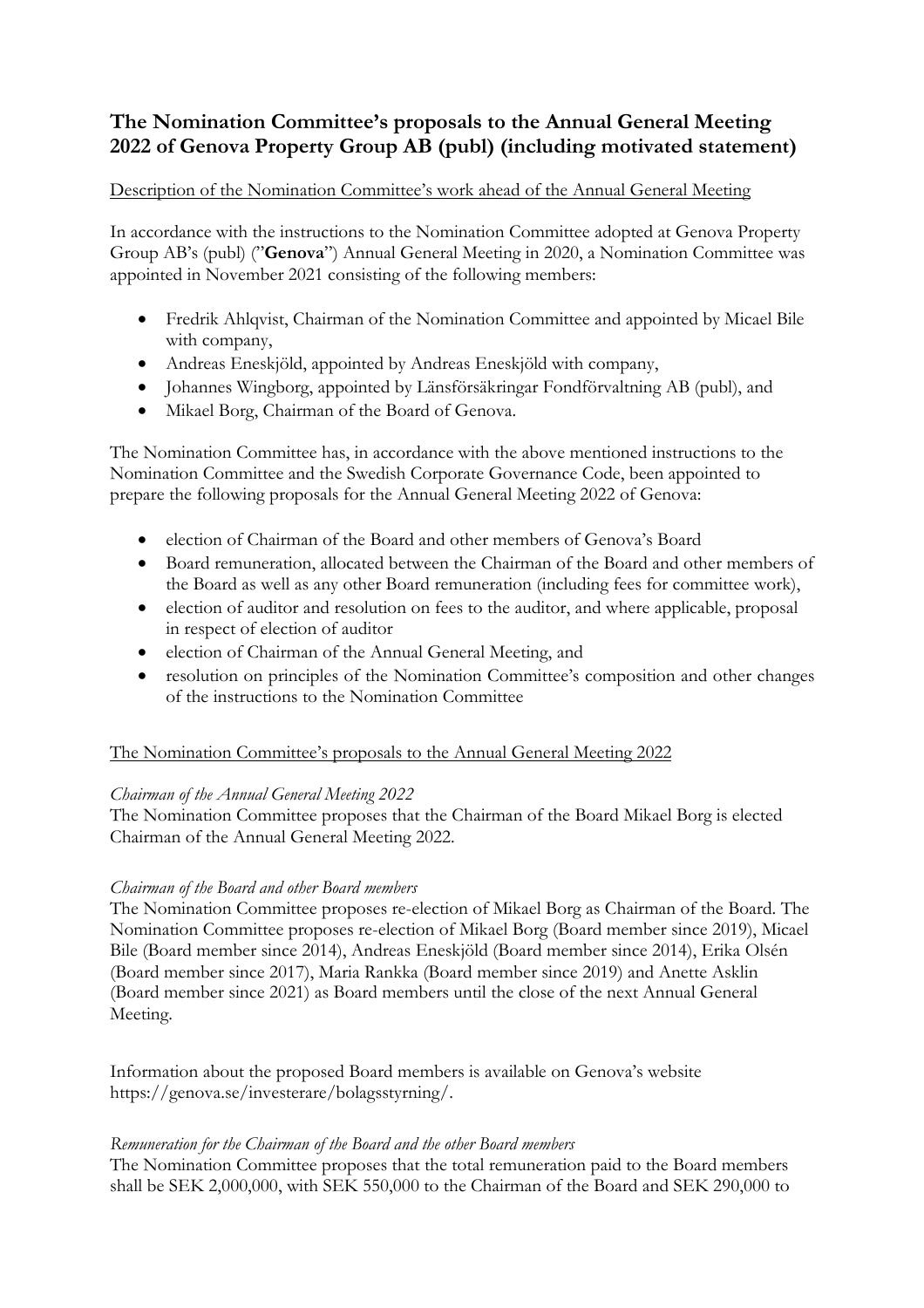# The Nomination Committee's proposals to the Annual General Meeting 2022 of Genova Property Group AB (publ) (including motivated statement)

<u>Description of the Nomination Committee's work ahead of the Annual General Meeting</u>

In accordance with the instructions to the Nomination Committee adopted at Genova Property Group AB's (publ) ("**Genova**") Annual General Meeting in 2020, a Nomination Committee was appointed in November 2021 consisting of the following members:

- Fredrik Ahlqvist, Chairman of the Nomination Committee and appointed by Micael Bile with company,
- Andreas Eneskjöld, appointed by Andreas Eneskjöld with company,
- Johannes Wingborg, appointed by Länsförsäkringar Fondförvaltning AB (publ), and
- Mikael Borg, Chairman of the Board of Genova.

The Nomination Committee has, in accordance with the above mentioned instructions to the Nomination Committee and the Swedish Corporate Governance Code, been appointed to prepare the following proposals for the Annual General Meeting 2022 of Genova:

- election of Chairman of the Board and other members of Genova's Board
- Board remuneration, allocated between the Chairman of the Board and other members of the Board as well as any other Board remuneration (including fees for committee work),
- election of auditor and resolution on fees to the auditor, and where applicable, proposal in respect of election of auditor
- election of Chairman of the Annual General Meeting, and
- resolution on principles of the Nomination Committee's composition and other changes of the instructions to the Nomination Committee

<u>The Nomination Committee's proposals to the Annual General Meeting 2022</u>

*Chairman of the Annual General Meeting 2022*

The Nomination Committee proposes that the Chairman of the Board Mikael Borg is elected Chairman of the Annual General Meeting 2022.

*Chairman of the Board and other Board members*

The Nomination Committee proposes re-election of Mikael Borg as Chairman of the Board. The Nomination Committee proposes re-election of Mikael Borg (Board member since 2019), Micael Bile (Board member since 2014), Andreas Eneskjöld (Board member since 2014), Erika Olsén (Board member since 2017), Maria Rankka (Board member since 2019) and Anette Asklin (Board member since 2021) as Board members until the close of the next Annual General Meeting.

Information about the proposed Board members is available on Genova's website https://genova.se/investerare/bolagsstyrning/.

*Remuneration for the Chairman of the Board and the other Board members*

The Nomination Committee proposes that the total remuneration paid to the Board members shall be SEK 2,000,000, with SEK 550,000 to the Chairman of the Board and SEK 290,000 to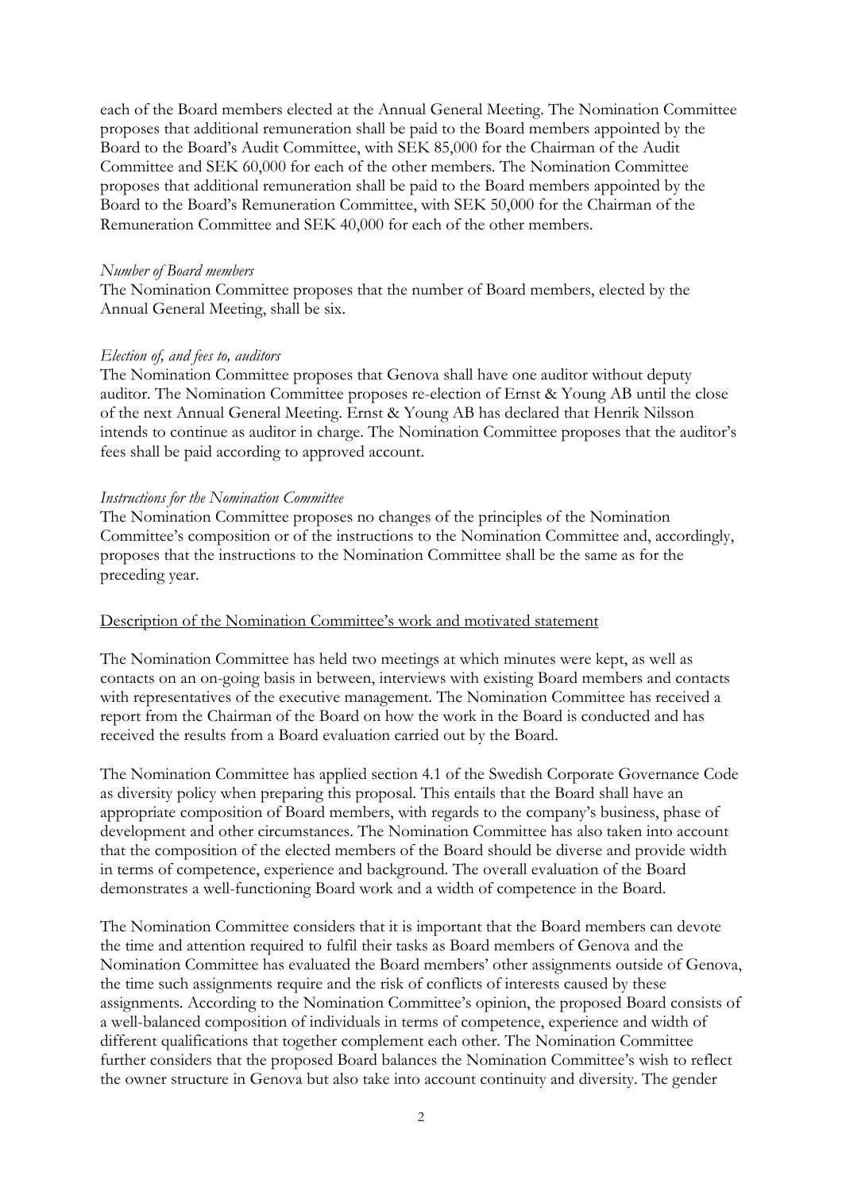each of the Board members elected at the Annual General Meeting. The Nomination Committee proposes that additional remuneration shall be paid to the Board members appointed by the Board to the Board's Audit Committee, with SEK 85,000 for the Chairman of the Audit Committee and SEK 60,000 for each of the other members. The Nomination Committee proposes that additional remuneration shall be paid to the Board members appointed by the Board to the Board's Remuneration Committee, with SEK 50,000 for the Chairman of the Remuneration Committee and SEK 40,000 for each of the other members.

*Number of Board members*

The Nomination Committee proposes that the number of Board members, elected by the Annual General Meeting, shall be six.

*Election of, and fees to, auditors*

The Nomination Committee proposes that Genova shall have one auditor without deputy auditor. The Nomination Committee proposes re-election of Ernst & Young AB until the close of the next Annual General Meeting. Ernst & Young AB has declared that Henrik Nilsson intends to continue as auditor in charge. The Nomination Committee proposes that the auditor's fees shall be paid according to approved account.

*Instructions for the Nomination Committee*

The Nomination Committee proposes no changes of the principles of the Nomination Committee's composition or of the instructions to the Nomination Committee and, accordingly, proposes that the instructions to the Nomination Committee shall be the same as for the preceding year.

<u>Description of the Nomination Committee's work and motivated statement</u>

The Nomination Committee has held two meetings at which minutes were kept, as well as contacts on an on-going basis in between, interviews with existing Board members and contacts with representatives of the executive management. The Nomination Committee has received a report from the Chairman of the Board on how the work in the Board is conducted and has received the results from a Board evaluation carried out by the Board.

The Nomination Committee has applied section 4.1 of the Swedish Corporate Governance Code as diversity policy when preparing this proposal. This entails that the Board shall have an appropriate composition of Board members, with regards to the company's business, phase of development and other circumstances. The Nomination Committee has also taken into account that the composition of the elected members of the Board should be diverse and provide width in terms of competence, experience and background. The overall evaluation of the Board demonstrates a well-functioning Board work and a width of competence in the Board.

The Nomination Committee considers that it is important that the Board members can devote the time and attention required to fulfil their tasks as Board members of Genova and the Nomination Committee has evaluated the Board members' other assignments outside of Genova, the time such assignments require and the risk of conflicts of interests caused by these assignments. According to the Nomination Committee's opinion, the proposed Board consists of a well-balanced composition of individuals in terms of competence, experience and width of different qualifications that together complement each other. The Nomination Committee further considers that the proposed Board balances the Nomination Committee's wish to reflect the owner structure in Genova but also take into account continuity and diversity. The gender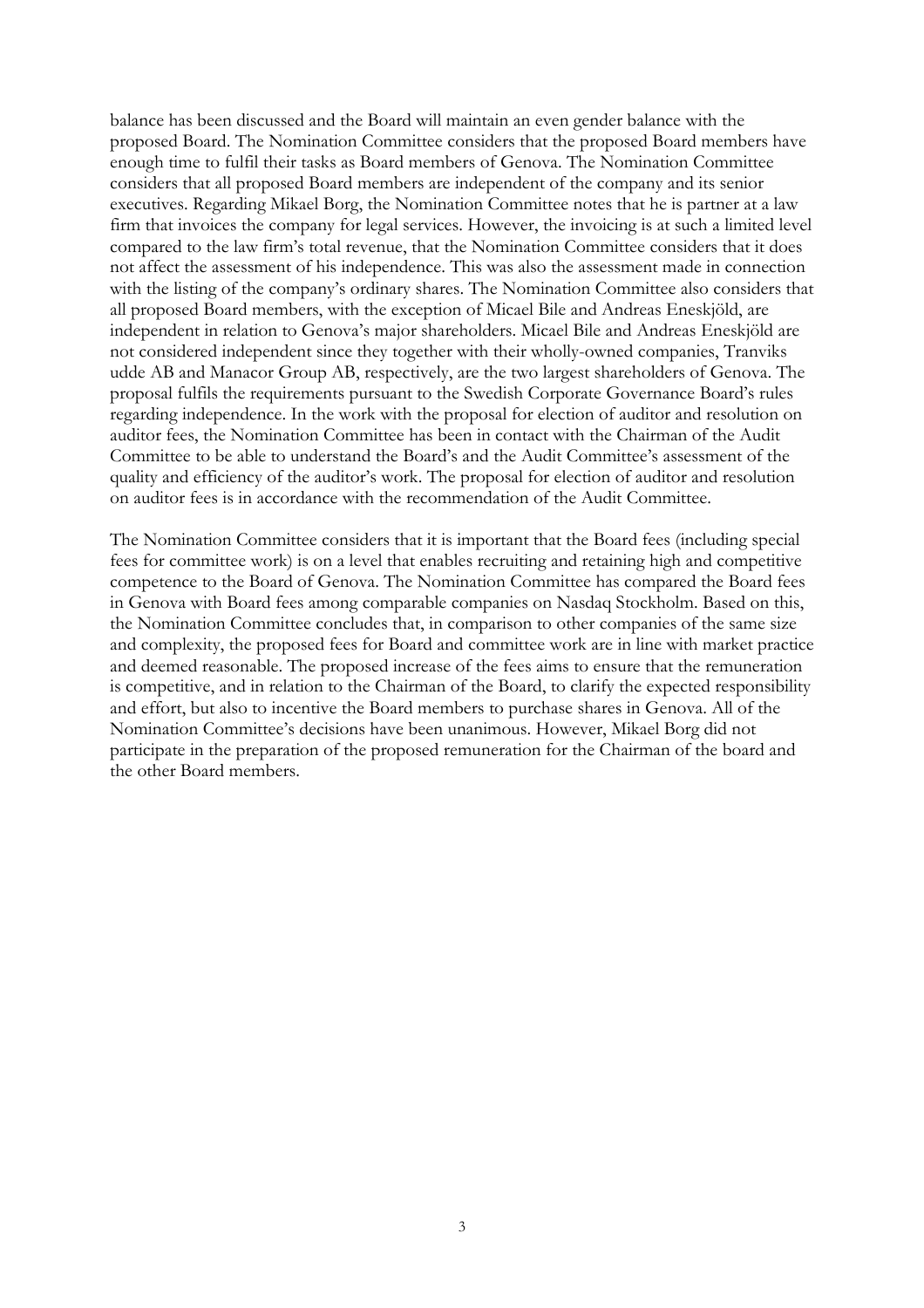balance has been discussed and the Board will maintain an even gender balance with the proposed Board. The Nomination Committee considers that the proposed Board members have enough time to fulfil their tasks as Board members of Genova. The Nomination Committee considers that all proposed Board members are independent of the company and its senior executives. Regarding Mikael Borg, the Nomination Committee notes that he is partner at a law firm that invoices the company for legal services. However, the invoicing is at such a limited level compared to the law firm's total revenue, that the Nomination Committee considers that it does not affect the assessment of his independence. This was also the assessment made in connection with the listing of the company's ordinary shares. The Nomination Committee also considers that all proposed Board members, with the exception of Micael Bile and Andreas Eneskjöld, are independent in relation to Genova's major shareholders. Micael Bile and Andreas Eneskjöld are not considered independent since they together with their wholly-owned companies, Tranviks udde AB and Manacor Group AB, respectively, are the two largest shareholders of Genova. The proposal fulfils the requirements pursuant to the Swedish Corporate Governance Board's rules regarding independence. In the work with the proposal for election of auditor and resolution on auditor fees, the Nomination Committee has been in contact with the Chairman of the Audit Committee to be able to understand the Board's and the Audit Committee's assessment of the quality and efficiency of the auditor's work. The proposal for election of auditor and resolution on auditor fees is in accordance with the recommendation of the Audit Committee.

The Nomination Committee considers that it is important that the Board fees (including special fees for committee work) is on a level that enables recruiting and retaining high and competitive competence to the Board of Genova. The Nomination Committee has compared the Board fees in Genova with Board fees among comparable companies on Nasdaq Stockholm. Based on this, the Nomination Committee concludes that, in comparison to other companies of the same size and complexity, the proposed fees for Board and committee work are in line with market practice and deemed reasonable. The proposed increase of the fees aims to ensure that the remuneration is competitive, and in relation to the Chairman of the Board, to clarify the expected responsibility and effort, but also to incentive the Board members to purchase shares in Genova. All of the Nomination Committee's decisions have been unanimous. However, Mikael Borg did not participate in the preparation of the proposed remuneration for the Chairman of the board and the other Board members.